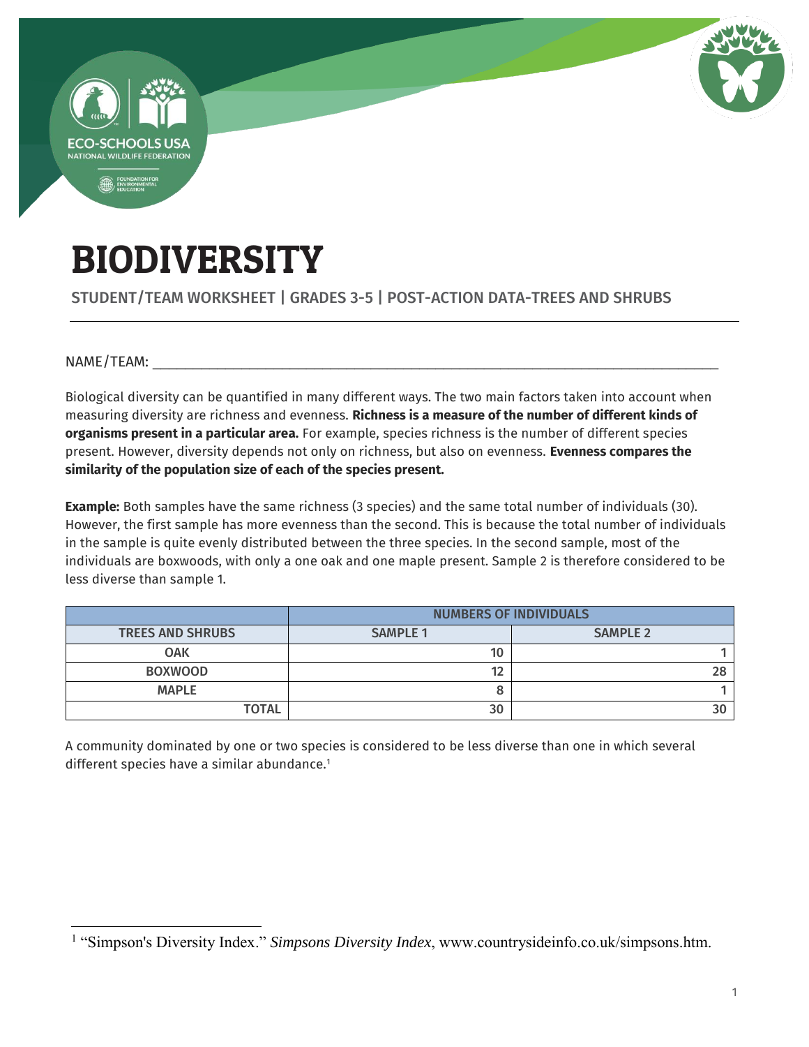# BIODIVERSITY

STUDENT/TEAM WORKSHEET | GRADES 3-5 | POST-ACTION DATA-TREES AND SHRUBS

NAME/TEAM: ___________________________________________________________________________

Biological diversity can be quantified in many different ways. The two main factors taken into account when measuring diversity are richness and evenness. **Richness is a measure of the number of different kinds of organisms present in a particular area.** For example, species richness is the number of different species present. However, diversity depends not only on richness, but also on evenness. **Evenness compares the similarity of the population size of each of the species present.**

**Example:** Both samples have the same richness (3 species) and the same total number of individuals (30). However, the first sample has more evenness than the second. This is because the total number of individuals in the sample is quite evenly distributed between the three species. In the second sample, most of the individuals are boxwoods, with only a one oak and one maple present. Sample 2 is therefore considered to be less diverse than sample 1.

| | NUMBERS OF INDIVIDUALS | |
|---|---|---|
| **TREES AND SHRUBS** | **SAMPLE 1** | **SAMPLE 2** |
| **OAK** | 10 | 1 |
| **BOXWOOD** | 12 | 28 |
| **MAPLE** | 8 | 1 |
| **TOTAL** | 30 | 30 |

A community dominated by one or two species is considered to be less diverse than one in which several different species have a similar abundance.[1]

[1] "Simpson's Diversity Index." *Simpsons Diversity Index*, www.countrysideinfo.co.uk/simpsons.htm.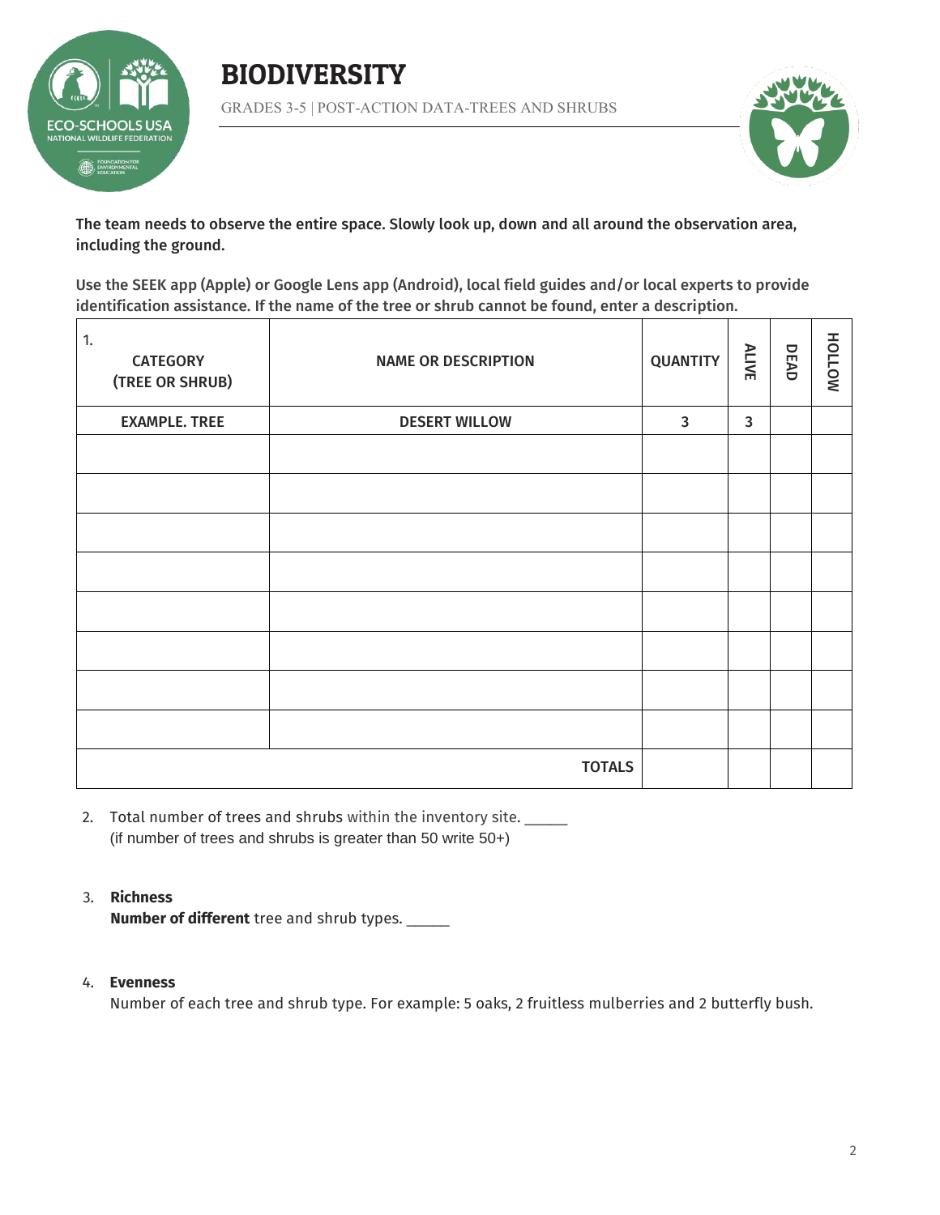# BIODIVERSITY

GRADES 3-5 | POST-ACTION DATA-TREES AND SHRUBS

**The team needs to observe the entire space. Slowly look up, down and all around the observation area, including the ground.**

**Use the SEEK app (Apple) or Google Lens app (Android), local field guides and/or local experts to provide identification assistance. If the name of the tree or shrub cannot be found, enter a description.**

| 1. CATEGORY (TREE OR SHRUB) | NAME OR DESCRIPTION | QUANTITY | ALIVE | DEAD | HOLLOW |
|---|---|---|---|---|---|
| EXAMPLE. TREE | DESERT WILLOW | 3 | 3 | | |
| | | | | | |
| | | | | | |
| | | | | | |
| | | | | | |
| | | | | | |
| | | | | | |
| | | | | | |
| | | | | | |
| | TOTALS | | | | |

2. Total number of trees and shrubs within the inventory site. _____
   (if number of trees and shrubs is greater than 50 write 50+)

3. **Richness**
   **Number of different** tree and shrub types. _____

4. **Evenness**
   Number of each tree and shrub type. For example: 5 oaks, 2 fruitless mulberries and 2 butterfly bush.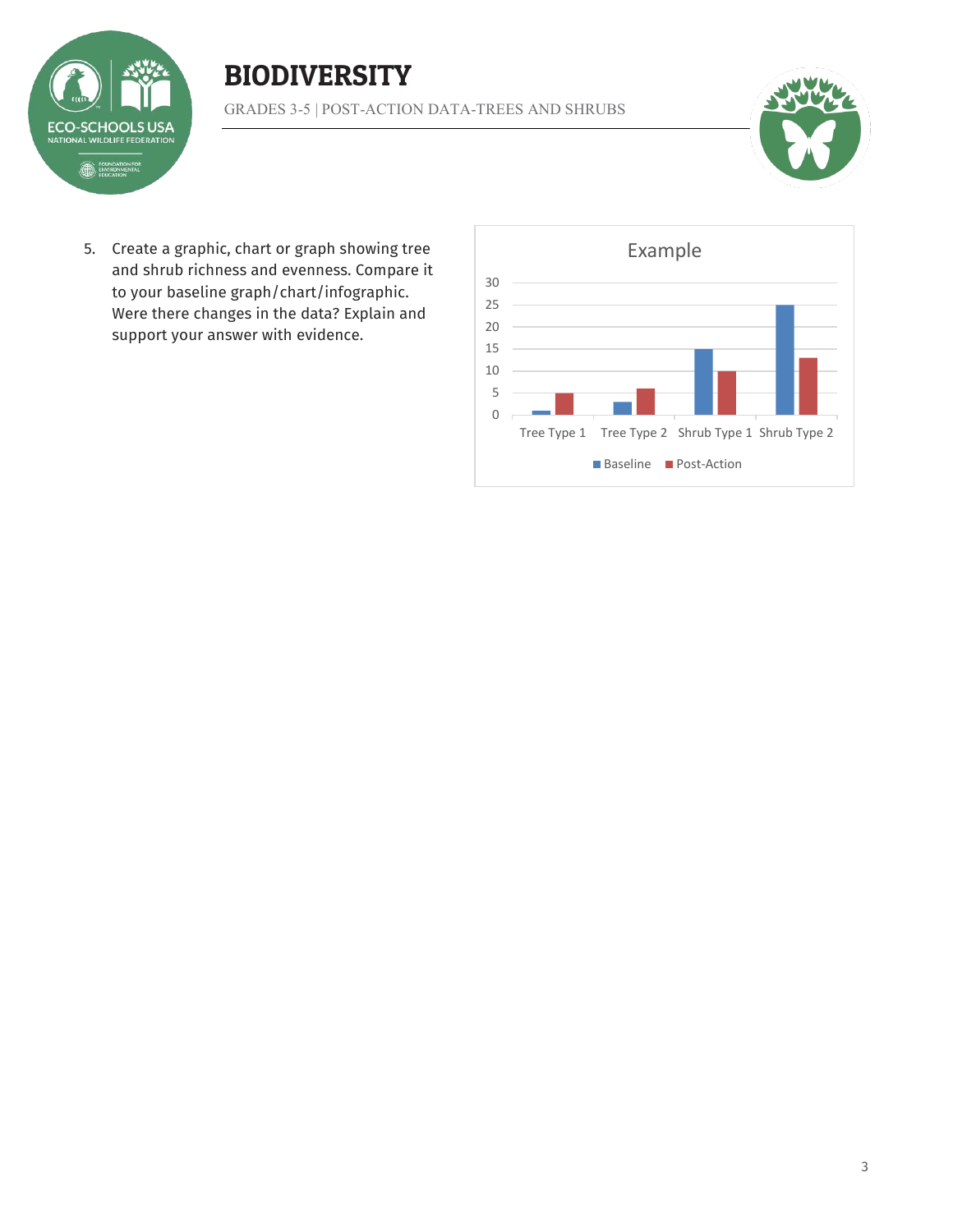# BIODIVERSITY

GRADES 3-5 | POST-ACTION DATA-TREES AND SHRUBS

5. Create a graphic, chart or graph showing tree and shrub richness and evenness. Compare it to your baseline graph/chart/infographic. Were there changes in the data? Explain and support your answer with evidence.

Example

30
25
20
15
10
5
0

Tree Type 1
Tree Type 2
Shrub Type 1
Shrub Type 2

Baseline
Post-Action